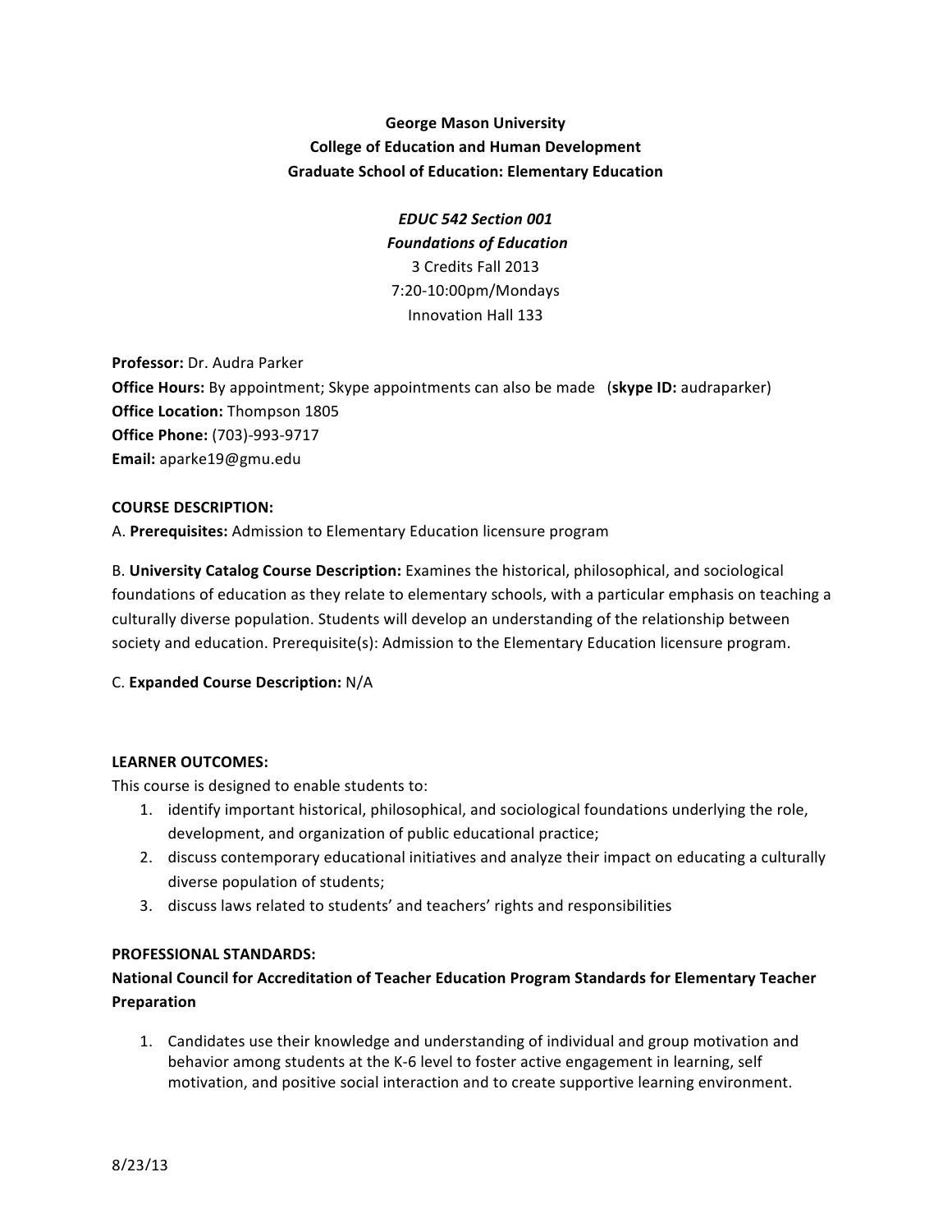**George Mason University**
**College of Education and Human Development**
**Graduate School of Education: Elementary Education**

***EDUC 542 Section 001***
***Foundations of Education***
3 Credits Fall 2013
7:20-10:00pm/Mondays
Innovation Hall 133

**Professor:** Dr. Audra Parker
**Office Hours:** By appointment; Skype appointments can also be made (**skype ID:** audraparker)
**Office Location:** Thompson 1805
**Office Phone:** (703)-993-9717
**Email:** aparke19@gmu.edu

**COURSE DESCRIPTION:**

A. **Prerequisites:** Admission to Elementary Education licensure program

B. **University Catalog Course Description:** Examines the historical, philosophical, and sociological foundations of education as they relate to elementary schools, with a particular emphasis on teaching a culturally diverse population. Students will develop an understanding of the relationship between society and education. Prerequisite(s): Admission to the Elementary Education licensure program.

C. **Expanded Course Description:** N/A

**LEARNER OUTCOMES:**

This course is designed to enable students to:

1. identify important historical, philosophical, and sociological foundations underlying the role, development, and organization of public educational practice;
2. discuss contemporary educational initiatives and analyze their impact on educating a culturally diverse population of students;
3. discuss laws related to students' and teachers' rights and responsibilities

**PROFESSIONAL STANDARDS:**

**National Council for Accreditation of Teacher Education Program Standards for Elementary Teacher Preparation**

1. Candidates use their knowledge and understanding of individual and group motivation and behavior among students at the K-6 level to foster active engagement in learning, self motivation, and positive social interaction and to create supportive learning environment.

8/23/13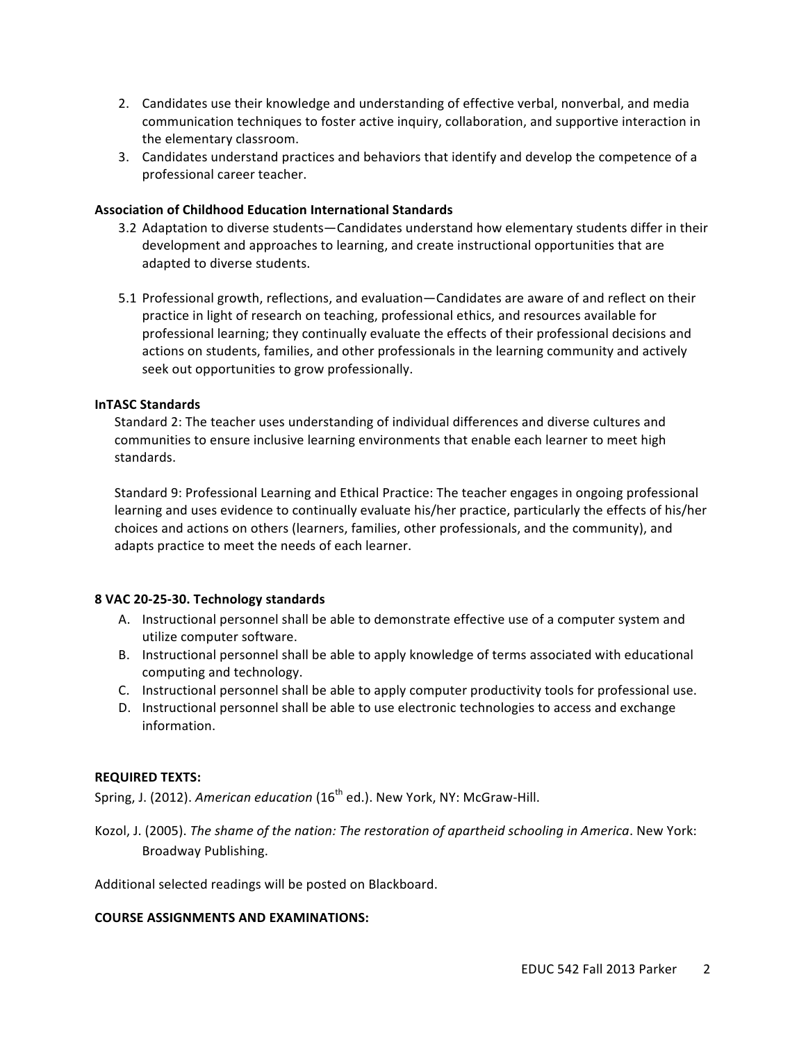2. Candidates use their knowledge and understanding of effective verbal, nonverbal, and media communication techniques to foster active inquiry, collaboration, and supportive interaction in the elementary classroom.
3. Candidates understand practices and behaviors that identify and develop the competence of a professional career teacher.

**Association of Childhood Education International Standards**

3.2 Adaptation to diverse students—Candidates understand how elementary students differ in their development and approaches to learning, and create instructional opportunities that are adapted to diverse students.

5.1 Professional growth, reflections, and evaluation—Candidates are aware of and reflect on their practice in light of research on teaching, professional ethics, and resources available for professional learning; they continually evaluate the effects of their professional decisions and actions on students, families, and other professionals in the learning community and actively seek out opportunities to grow professionally.

**InTASC Standards**

Standard 2: The teacher uses understanding of individual differences and diverse cultures and communities to ensure inclusive learning environments that enable each learner to meet high standards.

Standard 9: Professional Learning and Ethical Practice: The teacher engages in ongoing professional learning and uses evidence to continually evaluate his/her practice, particularly the effects of his/her choices and actions on others (learners, families, other professionals, and the community), and adapts practice to meet the needs of each learner.

**8 VAC 20-25-30. Technology standards**

A. Instructional personnel shall be able to demonstrate effective use of a computer system and utilize computer software.
B. Instructional personnel shall be able to apply knowledge of terms associated with educational computing and technology.
C. Instructional personnel shall be able to apply computer productivity tools for professional use.
D. Instructional personnel shall be able to use electronic technologies to access and exchange information.

**REQUIRED TEXTS:**

Spring, J. (2012). *American education* (16th ed.). New York, NY: McGraw-Hill.

Kozol, J. (2005). *The shame of the nation: The restoration of apartheid schooling in America*. New York: Broadway Publishing.

Additional selected readings will be posted on Blackboard.

**COURSE ASSIGNMENTS AND EXAMINATIONS:**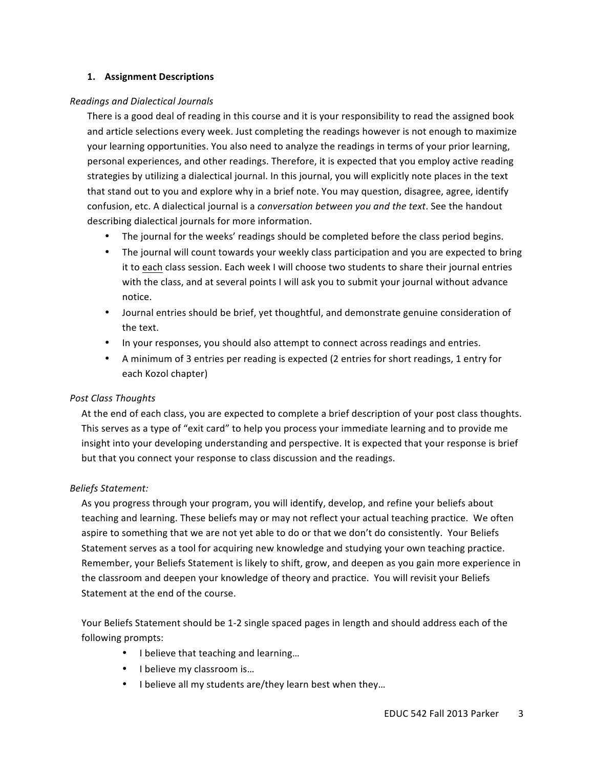## 1. Assignment Descriptions

*Readings and Dialectical Journals*

There is a good deal of reading in this course and it is your responsibility to read the assigned book and article selections every week. Just completing the readings however is not enough to maximize your learning opportunities. You also need to analyze the readings in terms of your prior learning, personal experiences, and other readings. Therefore, it is expected that you employ active reading strategies by utilizing a dialectical journal. In this journal, you will explicitly note places in the text that stand out to you and explore why in a brief note. You may question, disagree, agree, identify confusion, etc. A dialectical journal is a *conversation between you and the text*. See the handout describing dialectical journals for more information.

- The journal for the weeks' readings should be completed before the class period begins.
- The journal will count towards your weekly class participation and you are expected to bring it to <u>each</u> class session. Each week I will choose two students to share their journal entries with the class, and at several points I will ask you to submit your journal without advance notice.
- Journal entries should be brief, yet thoughtful, and demonstrate genuine consideration of the text.
- In your responses, you should also attempt to connect across readings and entries.
- A minimum of 3 entries per reading is expected (2 entries for short readings, 1 entry for each Kozol chapter)

*Post Class Thoughts*

At the end of each class, you are expected to complete a brief description of your post class thoughts. This serves as a type of "exit card" to help you process your immediate learning and to provide me insight into your developing understanding and perspective. It is expected that your response is brief but that you connect your response to class discussion and the readings.

*Beliefs Statement:*

As you progress through your program, you will identify, develop, and refine your beliefs about teaching and learning. These beliefs may or may not reflect your actual teaching practice. We often aspire to something that we are not yet able to do or that we don't do consistently. Your Beliefs Statement serves as a tool for acquiring new knowledge and studying your own teaching practice. Remember, your Beliefs Statement is likely to shift, grow, and deepen as you gain more experience in the classroom and deepen your knowledge of theory and practice. You will revisit your Beliefs Statement at the end of the course.

Your Beliefs Statement should be 1-2 single spaced pages in length and should address each of the following prompts:

- I believe that teaching and learning…
- I believe my classroom is…
- I believe all my students are/they learn best when they…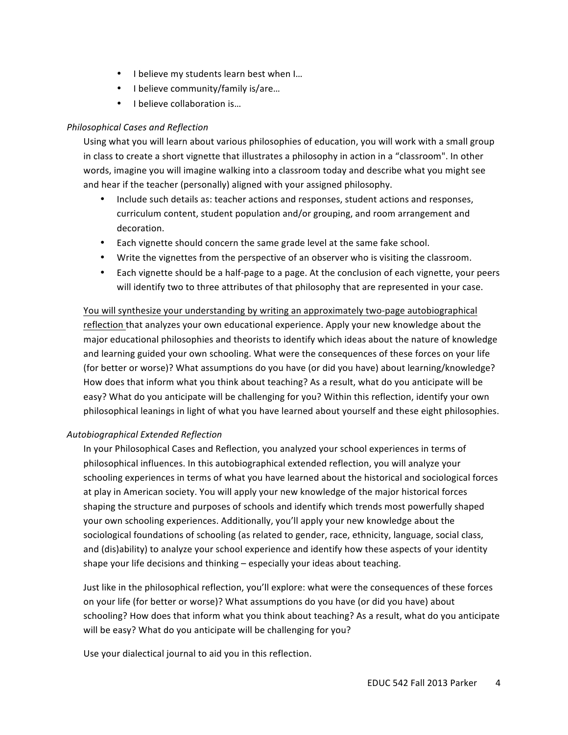- I believe my students learn best when I…
- I believe community/family is/are…
- I believe collaboration is…

*Philosophical Cases and Reflection*

Using what you will learn about various philosophies of education, you will work with a small group in class to create a short vignette that illustrates a philosophy in action in a "classroom". In other words, imagine you will imagine walking into a classroom today and describe what you might see and hear if the teacher (personally) aligned with your assigned philosophy.

- Include such details as: teacher actions and responses, student actions and responses, curriculum content, student population and/or grouping, and room arrangement and decoration.
- Each vignette should concern the same grade level at the same fake school.
- Write the vignettes from the perspective of an observer who is visiting the classroom.
- Each vignette should be a half-page to a page. At the conclusion of each vignette, your peers will identify two to three attributes of that philosophy that are represented in your case.

<u>You will synthesize your understanding by writing an approximately two-page autobiographical reflection</u> that analyzes your own educational experience. Apply your new knowledge about the major educational philosophies and theorists to identify which ideas about the nature of knowledge and learning guided your own schooling. What were the consequences of these forces on your life (for better or worse)? What assumptions do you have (or did you have) about learning/knowledge? How does that inform what you think about teaching? As a result, what do you anticipate will be easy? What do you anticipate will be challenging for you? Within this reflection, identify your own philosophical leanings in light of what you have learned about yourself and these eight philosophies.

*Autobiographical Extended Reflection*

In your Philosophical Cases and Reflection, you analyzed your school experiences in terms of philosophical influences. In this autobiographical extended reflection, you will analyze your schooling experiences in terms of what you have learned about the historical and sociological forces at play in American society. You will apply your new knowledge of the major historical forces shaping the structure and purposes of schools and identify which trends most powerfully shaped your own schooling experiences. Additionally, you'll apply your new knowledge about the sociological foundations of schooling (as related to gender, race, ethnicity, language, social class, and (dis)ability) to analyze your school experience and identify how these aspects of your identity shape your life decisions and thinking – especially your ideas about teaching.

Just like in the philosophical reflection, you'll explore: what were the consequences of these forces on your life (for better or worse)? What assumptions do you have (or did you have) about schooling? How does that inform what you think about teaching? As a result, what do you anticipate will be easy? What do you anticipate will be challenging for you?

Use your dialectical journal to aid you in this reflection.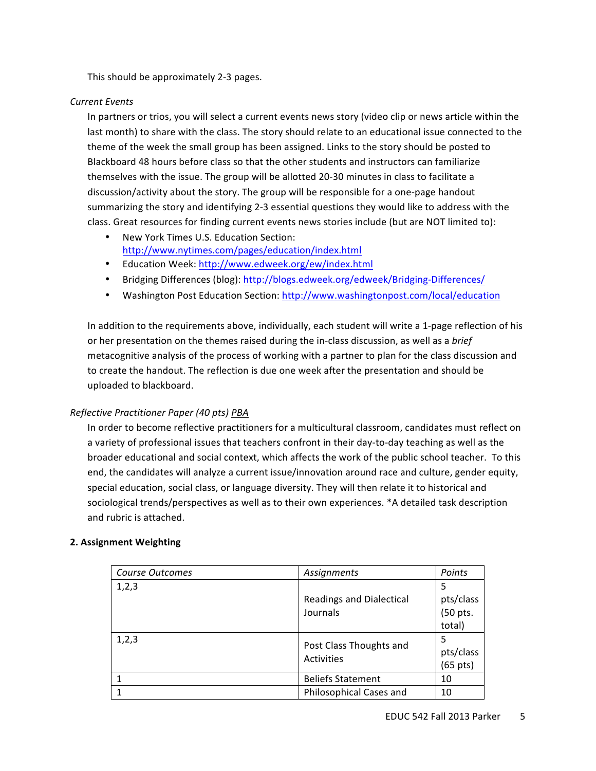This should be approximately 2-3 pages.

*Current Events*

In partners or trios, you will select a current events news story (video clip or news article within the last month) to share with the class. The story should relate to an educational issue connected to the theme of the week the small group has been assigned. Links to the story should be posted to Blackboard 48 hours before class so that the other students and instructors can familiarize themselves with the issue. The group will be allotted 20-30 minutes in class to facilitate a discussion/activity about the story. The group will be responsible for a one-page handout summarizing the story and identifying 2-3 essential questions they would like to address with the class. Great resources for finding current events news stories include (but are NOT limited to):

- New York Times U.S. Education Section: http://www.nytimes.com/pages/education/index.html
- Education Week: http://www.edweek.org/ew/index.html
- Bridging Differences (blog): http://blogs.edweek.org/edweek/Bridging-Differences/
- Washington Post Education Section: http://www.washingtonpost.com/local/education

In addition to the requirements above, individually, each student will write a 1-page reflection of his or her presentation on the themes raised during the in-class discussion, as well as a *brief* metacognitive analysis of the process of working with a partner to plan for the class discussion and to create the handout. The reflection is due one week after the presentation and should be uploaded to blackboard.

*Reflective Practitioner Paper (40 pts)* PBA

In order to become reflective practitioners for a multicultural classroom, candidates must reflect on a variety of professional issues that teachers confront in their day-to-day teaching as well as the broader educational and social context, which affects the work of the public school teacher. To this end, the candidates will analyze a current issue/innovation around race and culture, gender equity, special education, social class, or language diversity. They will then relate it to historical and sociological trends/perspectives as well as to their own experiences. *A detailed task description and rubric is attached.

**2. Assignment Weighting**

| *Course Outcomes* | *Assignments* | *Points* |
|---|---|---|
| 1,2,3 | Readings and Dialectical Journals | 5 pts/class (50 pts. total) |
| 1,2,3 | Post Class Thoughts and Activities | 5 pts/class (65 pts) |
| 1 | Beliefs Statement | 10 |
| 1 | Philosophical Cases and | 10 |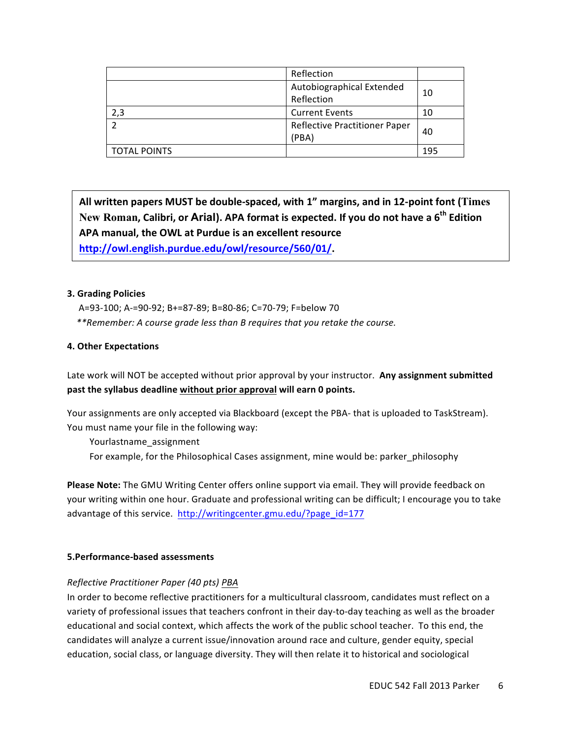| | Reflection | |
|---|---|---|
| | Autobiographical Extended Reflection | 10 |
| 2,3 | Current Events | 10 |
| 2 | Reflective Practitioner Paper (PBA) | 40 |
| TOTAL POINTS | | 195 |

**All written papers MUST be double-spaced, with 1" margins, and in 12-point font (Times New Roman, Calibri, or Arial). APA format is expected. If you do not have a 6th Edition APA manual, the OWL at Purdue is an excellent resource [http://owl.english.purdue.edu/owl/resource/560/01/](http://owl.english.purdue.edu/owl/resource/560/01/).**

**3. Grading Policies**

A=93-100; A-=90-92; B+=87-89; B=80-86; C=70-79; F=below 70

*\*\*Remember: A course grade less than B requires that you retake the course.*

**4. Other Expectations**

Late work will NOT be accepted without prior approval by your instructor. **Any assignment submitted past the syllabus deadline without prior approval will earn 0 points.**

Your assignments are only accepted via Blackboard (except the PBA- that is uploaded to TaskStream). You must name your file in the following way:

Yourlastname_assignment

For example, for the Philosophical Cases assignment, mine would be: parker_philosophy

**Please Note:** The GMU Writing Center offers online support via email. They will provide feedback on your writing within one hour. Graduate and professional writing can be difficult; I encourage you to take advantage of this service. [http://writingcenter.gmu.edu/?page_id=177](http://writingcenter.gmu.edu/?page_id=177)

**5.Performance-based assessments**

*Reflective Practitioner Paper (40 pts) PBA*

In order to become reflective practitioners for a multicultural classroom, candidates must reflect on a variety of professional issues that teachers confront in their day-to-day teaching as well as the broader educational and social context, which affects the work of the public school teacher. To this end, the candidates will analyze a current issue/innovation around race and culture, gender equity, special education, social class, or language diversity. They will then relate it to historical and sociological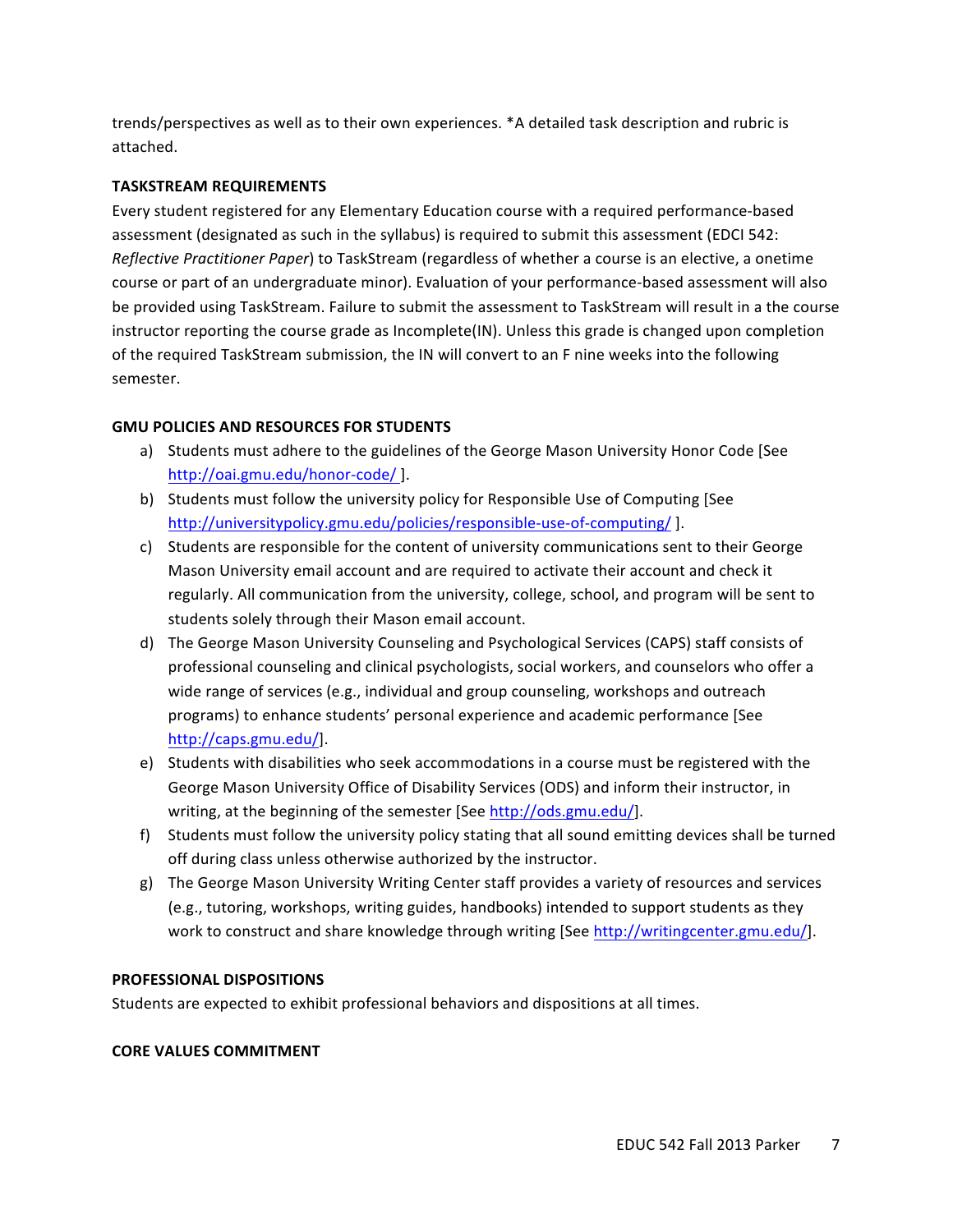trends/perspectives as well as to their own experiences. *A detailed task description and rubric is attached.

**TASKSTREAM REQUIREMENTS**

Every student registered for any Elementary Education course with a required performance-based assessment (designated as such in the syllabus) is required to submit this assessment (EDCI 542: *Reflective Practitioner Paper*) to TaskStream (regardless of whether a course is an elective, a onetime course or part of an undergraduate minor). Evaluation of your performance-based assessment will also be provided using TaskStream. Failure to submit the assessment to TaskStream will result in a the course instructor reporting the course grade as Incomplete(IN). Unless this grade is changed upon completion of the required TaskStream submission, the IN will convert to an F nine weeks into the following semester.

**GMU POLICIES AND RESOURCES FOR STUDENTS**

a) Students must adhere to the guidelines of the George Mason University Honor Code [See http://oai.gmu.edu/honor-code/ ].
b) Students must follow the university policy for Responsible Use of Computing [See http://universitypolicy.gmu.edu/policies/responsible-use-of-computing/ ].
c) Students are responsible for the content of university communications sent to their George Mason University email account and are required to activate their account and check it regularly. All communication from the university, college, school, and program will be sent to students solely through their Mason email account.
d) The George Mason University Counseling and Psychological Services (CAPS) staff consists of professional counseling and clinical psychologists, social workers, and counselors who offer a wide range of services (e.g., individual and group counseling, workshops and outreach programs) to enhance students' personal experience and academic performance [See http://caps.gmu.edu/].
e) Students with disabilities who seek accommodations in a course must be registered with the George Mason University Office of Disability Services (ODS) and inform their instructor, in writing, at the beginning of the semester [See http://ods.gmu.edu/].
f) Students must follow the university policy stating that all sound emitting devices shall be turned off during class unless otherwise authorized by the instructor.
g) The George Mason University Writing Center staff provides a variety of resources and services (e.g., tutoring, workshops, writing guides, handbooks) intended to support students as they work to construct and share knowledge through writing [See http://writingcenter.gmu.edu/].

**PROFESSIONAL DISPOSITIONS**

Students are expected to exhibit professional behaviors and dispositions at all times.

**CORE VALUES COMMITMENT**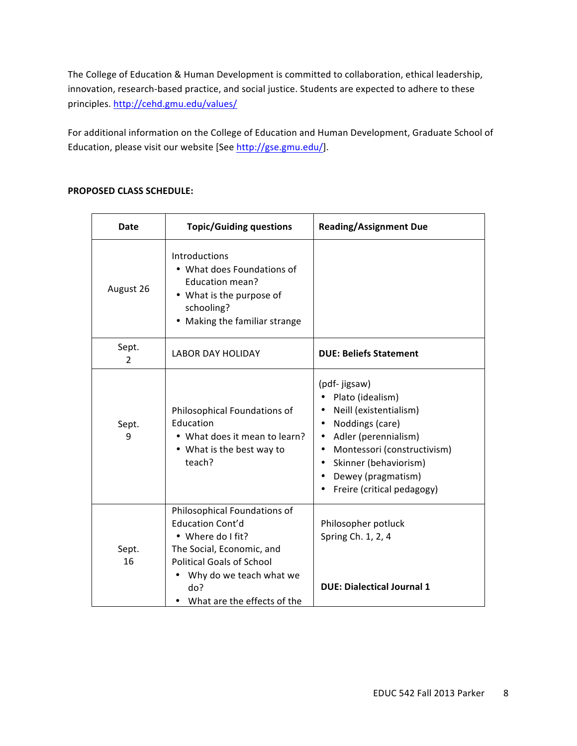The College of Education & Human Development is committed to collaboration, ethical leadership, innovation, research-based practice, and social justice. Students are expected to adhere to these principles. http://cehd.gmu.edu/values/

For additional information on the College of Education and Human Development, Graduate School of Education, please visit our website [See http://gse.gmu.edu/].

**PROPOSED CLASS SCHEDULE:**

| Date | Topic/Guiding questions | Reading/Assignment Due |
|---|---|---|
| August 26 | Introductions<br>• What does Foundations of Education mean?<br>• What is the purpose of schooling?<br>• Making the familiar strange | |
| Sept. 2 | LABOR DAY HOLIDAY | **DUE: Beliefs Statement** |
| Sept. 9 | Philosophical Foundations of Education<br>• What does it mean to learn?<br>• What is the best way to teach? | (pdf- jigsaw)<br>• Plato (idealism)<br>• Neill (existentialism)<br>• Noddings (care)<br>• Adler (perennialism)<br>• Montessori (constructivism)<br>• Skinner (behaviorism)<br>• Dewey (pragmatism)<br>• Freire (critical pedagogy) |
| Sept. 16 | Philosophical Foundations of Education Cont'd<br>• Where do I fit?<br>The Social, Economic, and Political Goals of School<br>• Why do we teach what we do?<br>• What are the effects of the | Philosopher potluck<br>Spring Ch. 1, 2, 4<br><br>**DUE: Dialectical Journal 1** |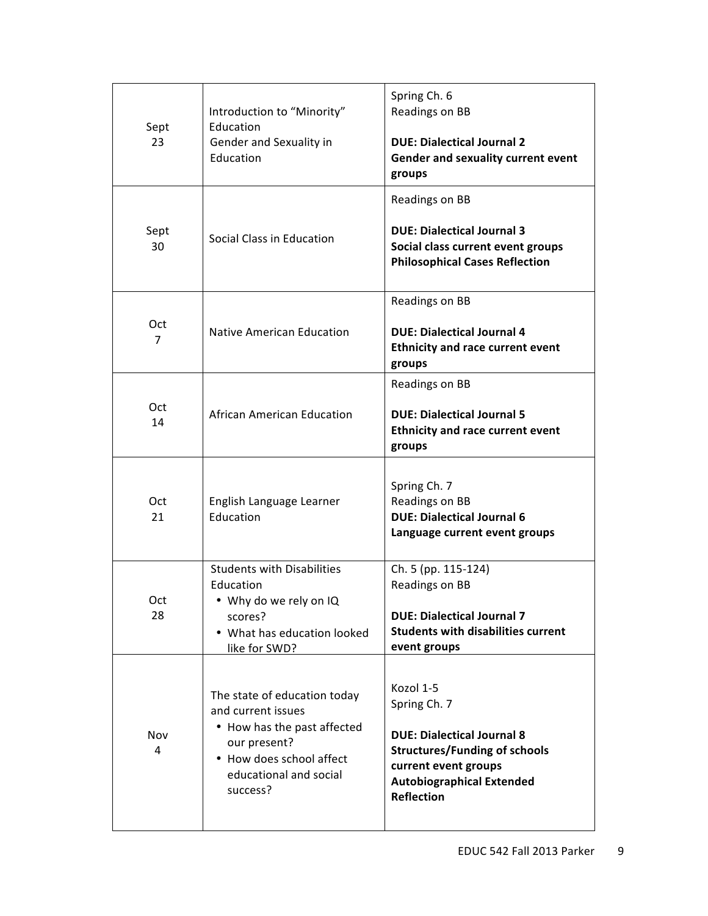| | | |
|---|---|---|
| Sept 23 | Introduction to "Minority" Education<br>Gender and Sexuality in Education | Spring Ch. 6<br>Readings on BB<br><br>**DUE: Dialectical Journal 2**<br>**Gender and sexuality current event groups** |
| Sept 30 | Social Class in Education | Readings on BB<br><br>**DUE: Dialectical Journal 3**<br>**Social class current event groups**<br>**Philosophical Cases Reflection** |
| Oct 7 | Native American Education | Readings on BB<br><br>**DUE: Dialectical Journal 4**<br>**Ethnicity and race current event groups** |
| Oct 14 | African American Education | Readings on BB<br><br>**DUE: Dialectical Journal 5**<br>**Ethnicity and race current event groups** |
| Oct 21 | English Language Learner Education | Spring Ch. 7<br>Readings on BB<br>**DUE: Dialectical Journal 6**<br>**Language current event groups** |
| Oct 28 | Students with Disabilities Education<br>• Why do we rely on IQ scores?<br>• What has education looked like for SWD? | Ch. 5 (pp. 115-124)<br>Readings on BB<br><br>**DUE: Dialectical Journal 7**<br>**Students with disabilities current event groups** |
| Nov 4 | The state of education today and current issues<br>• How has the past affected our present?<br>• How does school affect educational and social success? | Kozol 1-5<br>Spring Ch. 7<br><br>**DUE: Dialectical Journal 8**<br>**Structures/Funding of schools current event groups**<br>**Autobiographical Extended Reflection** |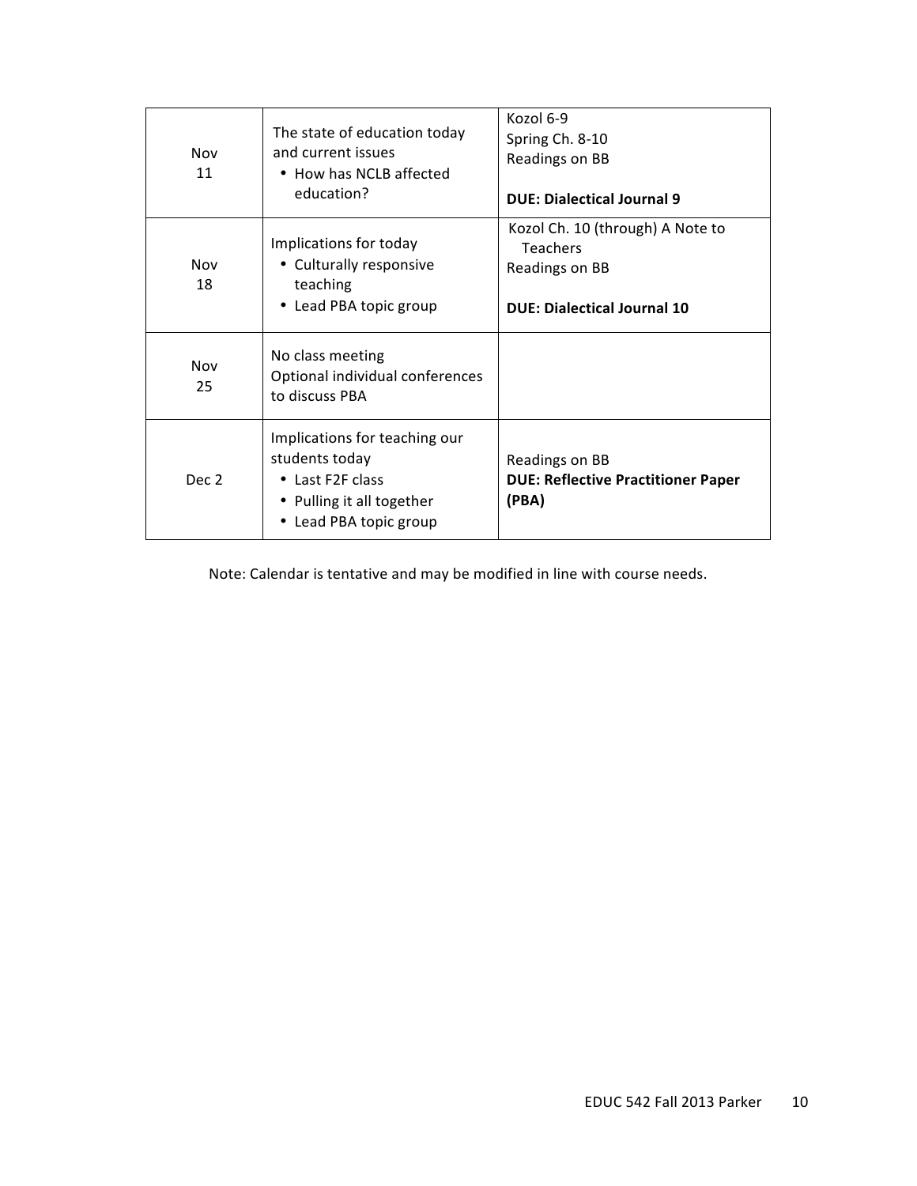| Nov 11 | The state of education today and current issues<br>• How has NCLB affected education? | Kozol 6-9<br>Spring Ch. 8-10<br>Readings on BB<br><br>**DUE: Dialectical Journal 9** |
|---|---|---|
| Nov 18 | Implications for today<br>• Culturally responsive teaching<br>• Lead PBA topic group | Kozol Ch. 10 (through) A Note to Teachers<br>Readings on BB<br><br>**DUE: Dialectical Journal 10** |
| Nov 25 | No class meeting<br>Optional individual conferences to discuss PBA | |
| Dec 2 | Implications for teaching our students today<br>• Last F2F class<br>• Pulling it all together<br>• Lead PBA topic group | Readings on BB<br>**DUE: Reflective Practitioner Paper (PBA)** |

Note: Calendar is tentative and may be modified in line with course needs.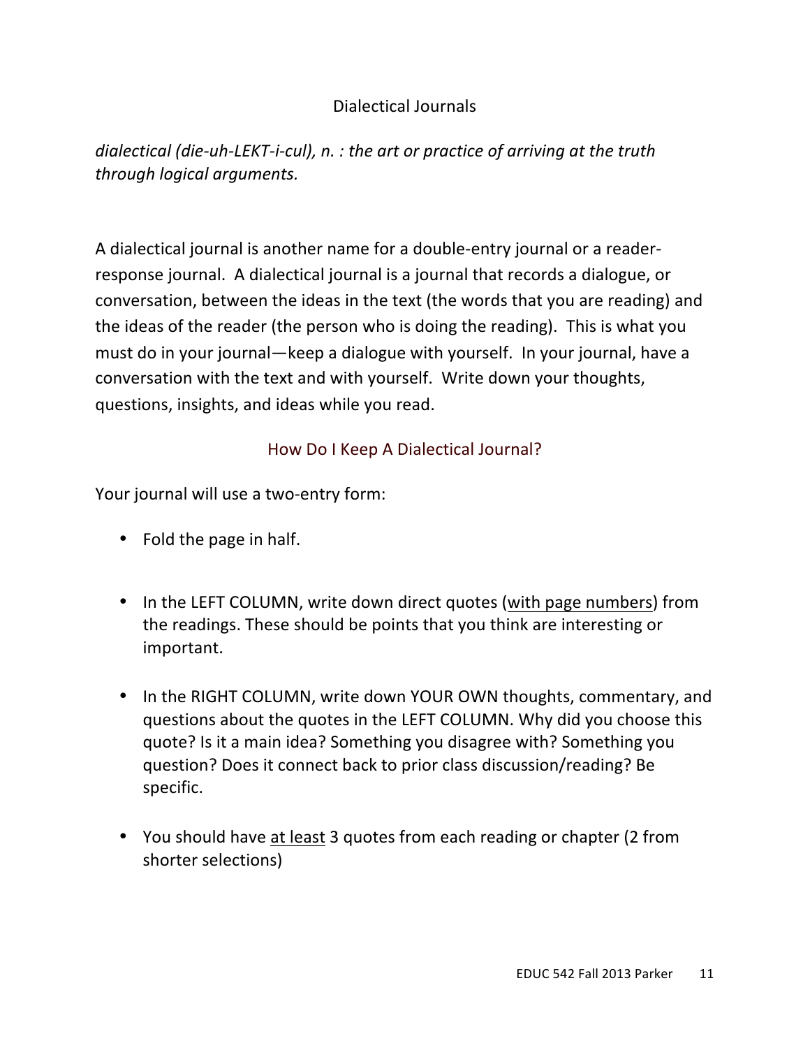## Dialectical Journals

*dialectical (die-uh-LEKT-i-cul), n. : the art or practice of arriving at the truth through logical arguments.*

A dialectical journal is another name for a double-entry journal or a reader-response journal. A dialectical journal is a journal that records a dialogue, or conversation, between the ideas in the text (the words that you are reading) and the ideas of the reader (the person who is doing the reading). This is what you must do in your journal—keep a dialogue with yourself. In your journal, have a conversation with the text and with yourself. Write down your thoughts, questions, insights, and ideas while you read.

### How Do I Keep A Dialectical Journal?

Your journal will use a two-entry form:

- Fold the page in half.
- In the LEFT COLUMN, write down direct quotes (<u>with page numbers</u>) from the readings. These should be points that you think are interesting or important.
- In the RIGHT COLUMN, write down YOUR OWN thoughts, commentary, and questions about the quotes in the LEFT COLUMN. Why did you choose this quote? Is it a main idea? Something you disagree with? Something you question? Does it connect back to prior class discussion/reading? Be specific.
- You should have <u>at least</u> 3 quotes from each reading or chapter (2 from shorter selections)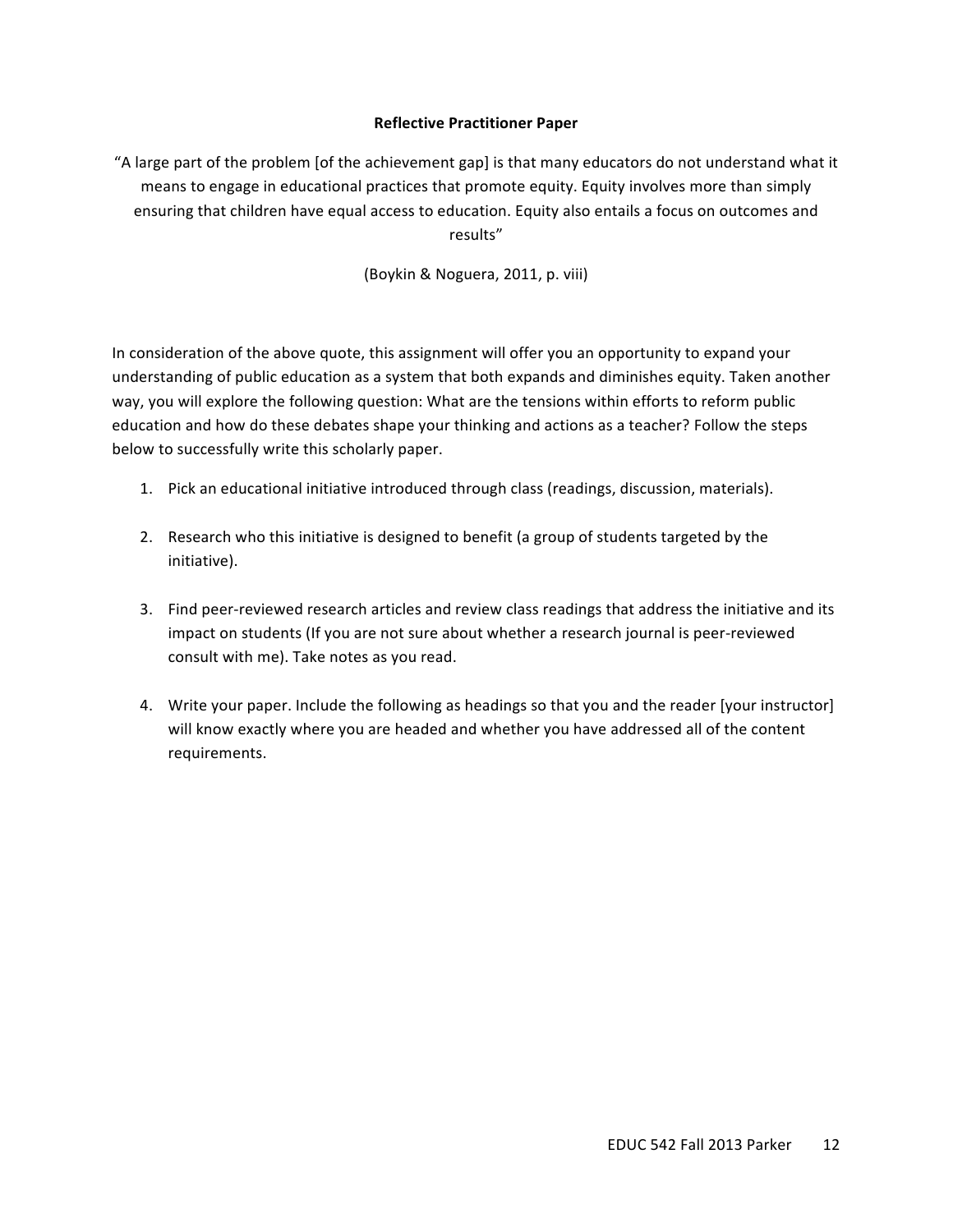## Reflective Practitioner Paper

"A large part of the problem [of the achievement gap] is that many educators do not understand what it means to engage in educational practices that promote equity. Equity involves more than simply ensuring that children have equal access to education. Equity also entails a focus on outcomes and results"

(Boykin & Noguera, 2011, p. viii)

In consideration of the above quote, this assignment will offer you an opportunity to expand your understanding of public education as a system that both expands and diminishes equity. Taken another way, you will explore the following question: What are the tensions within efforts to reform public education and how do these debates shape your thinking and actions as a teacher? Follow the steps below to successfully write this scholarly paper.

1. Pick an educational initiative introduced through class (readings, discussion, materials).

2. Research who this initiative is designed to benefit (a group of students targeted by the initiative).

3. Find peer-reviewed research articles and review class readings that address the initiative and its impact on students (If you are not sure about whether a research journal is peer-reviewed consult with me). Take notes as you read.

4. Write your paper. Include the following as headings so that you and the reader [your instructor] will know exactly where you are headed and whether you have addressed all of the content requirements.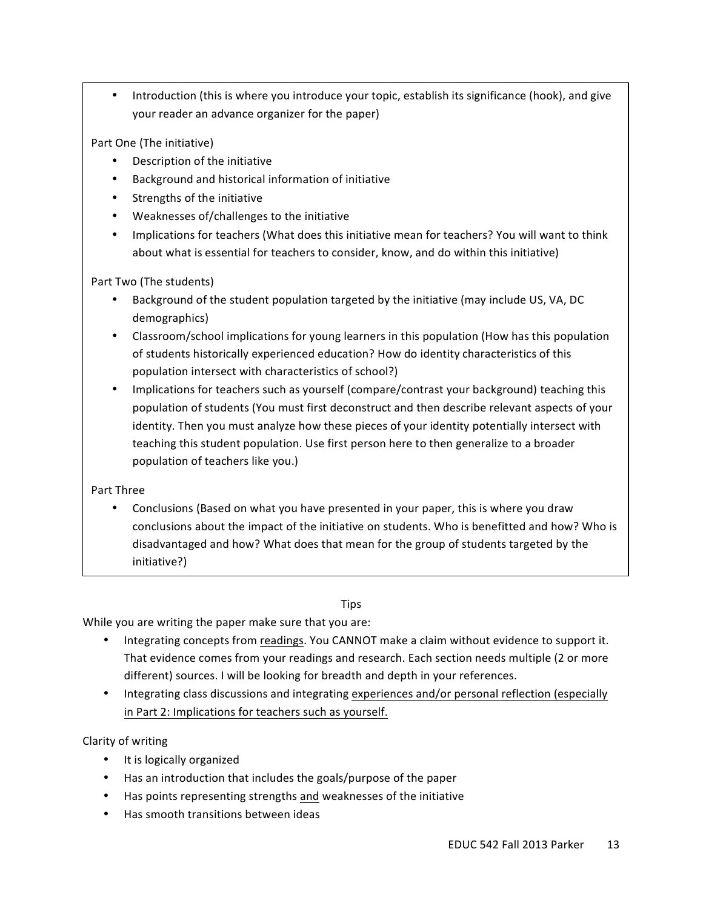- Introduction (this is where you introduce your topic, establish its significance (hook), and give your reader an advance organizer for the paper)

Part One (The initiative)

- Description of the initiative
- Background and historical information of initiative
- Strengths of the initiative
- Weaknesses of/challenges to the initiative
- Implications for teachers (What does this initiative mean for teachers? You will want to think about what is essential for teachers to consider, know, and do within this initiative)

Part Two (The students)

- Background of the student population targeted by the initiative (may include US, VA, DC demographics)
- Classroom/school implications for young learners in this population (How has this population of students historically experienced education? How do identity characteristics of this population intersect with characteristics of school?)
- Implications for teachers such as yourself (compare/contrast your background) teaching this population of students (You must first deconstruct and then describe relevant aspects of your identity. Then you must analyze how these pieces of your identity potentially intersect with teaching this student population. Use first person here to then generalize to a broader population of teachers like you.)

Part Three

- Conclusions (Based on what you have presented in your paper, this is where you draw conclusions about the impact of the initiative on students. Who is benefitted and how? Who is disadvantaged and how? What does that mean for the group of students targeted by the initiative?)

Tips

While you are writing the paper make sure that you are:

- Integrating concepts from <u>readings</u>. You CANNOT make a claim without evidence to support it. That evidence comes from your readings and research. Each section needs multiple (2 or more different) sources. I will be looking for breadth and depth in your references.
- Integrating class discussions and integrating <u>experiences and/or personal reflection (especially in Part 2: Implications for teachers such as yourself.</u>

Clarity of writing

- It is logically organized
- Has an introduction that includes the goals/purpose of the paper
- Has points representing strengths <u>and</u> weaknesses of the initiative
- Has smooth transitions between ideas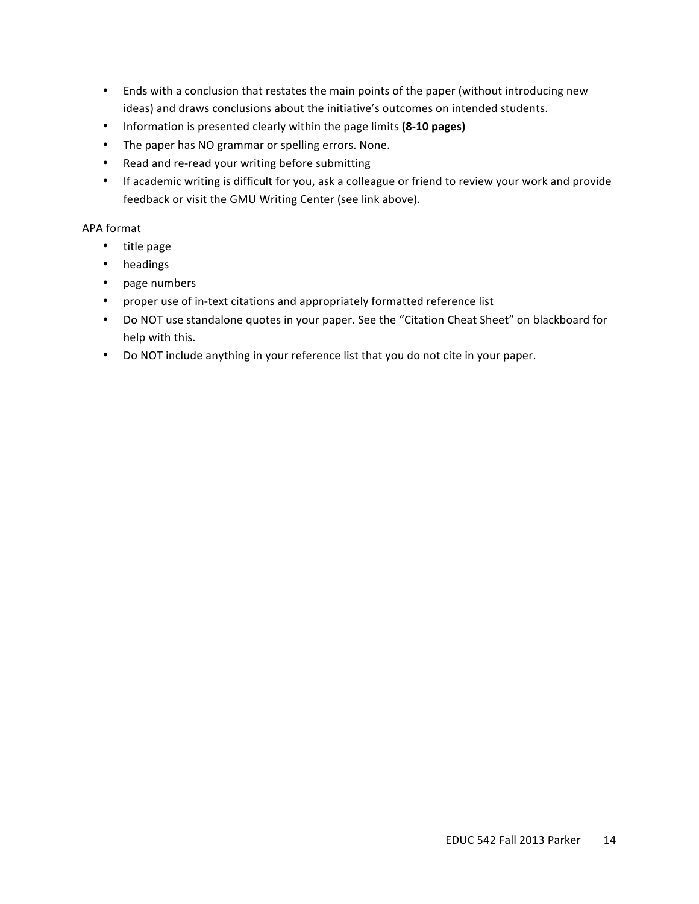- Ends with a conclusion that restates the main points of the paper (without introducing new ideas) and draws conclusions about the initiative's outcomes on intended students.
- Information is presented clearly within the page limits **(8-10 pages)**
- The paper has NO grammar or spelling errors. None.
- Read and re-read your writing before submitting
- If academic writing is difficult for you, ask a colleague or friend to review your work and provide feedback or visit the GMU Writing Center (see link above).

APA format

- title page
- headings
- page numbers
- proper use of in-text citations and appropriately formatted reference list
- Do NOT use standalone quotes in your paper. See the "Citation Cheat Sheet" on blackboard for help with this.
- Do NOT include anything in your reference list that you do not cite in your paper.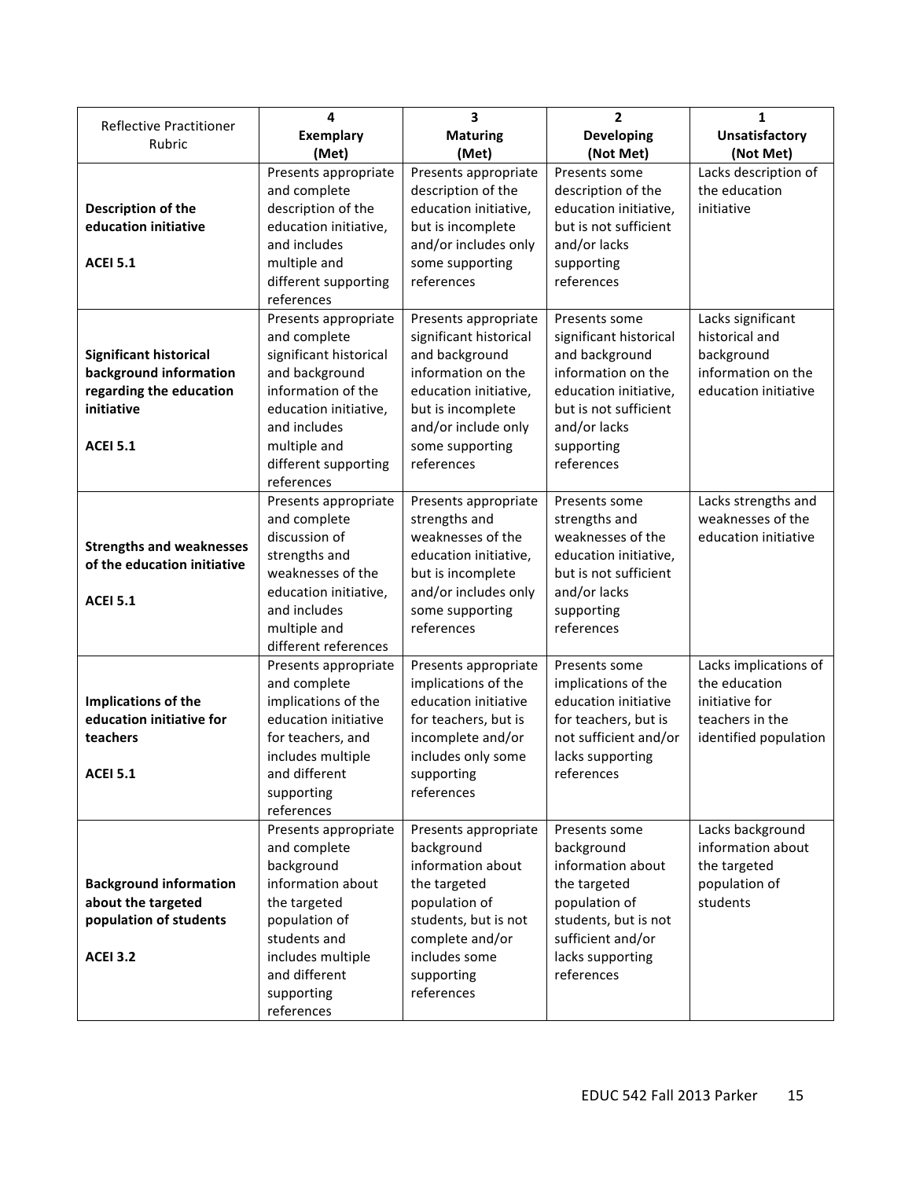| Reflective Practitioner Rubric | 4<br>**Exemplary**<br>**(Met)** | 3<br>**Maturing**<br>**(Met)** | 2<br>**Developing**<br>**(Not Met)** | 1<br>**Unsatisfactory**<br>**(Not Met)** |
|---|---|---|---|---|
| **Description of the education initiative**<br><br>**ACEI 5.1** | Presents appropriate and complete description of the education initiative, and includes multiple and different supporting references | Presents appropriate description of the education initiative, but is incomplete and/or includes only some supporting references | Presents some description of the education initiative, but is not sufficient and/or lacks supporting references | Lacks description of the education initiative |
| **Significant historical background information regarding the education initiative**<br><br>**ACEI 5.1** | Presents appropriate and complete significant historical and background information of the education initiative, and includes multiple and different supporting references | Presents appropriate significant historical and background information on the education initiative, but is incomplete and/or include only some supporting references | Presents some significant historical and background information on the education initiative, but is not sufficient and/or lacks supporting references | Lacks significant historical and background information on the education initiative |
| **Strengths and weaknesses of the education initiative**<br><br>**ACEI 5.1** | Presents appropriate and complete discussion of strengths and weaknesses of the education initiative, and includes multiple and different references | Presents appropriate strengths and weaknesses of the education initiative, but is incomplete and/or includes only some supporting references | Presents some strengths and weaknesses of the education initiative, but is not sufficient and/or lacks supporting references | Lacks strengths and weaknesses of the education initiative |
| **Implications of the education initiative for teachers**<br><br>**ACEI 5.1** | Presents appropriate and complete implications of the education initiative for teachers, and includes multiple and different supporting references | Presents appropriate implications of the education initiative for teachers, but is incomplete and/or includes only some supporting references | Presents some implications of the education initiative for teachers, but is not sufficient and/or lacks supporting references | Lacks implications of the education initiative for teachers in the identified population |
| **Background information about the targeted population of students**<br><br>**ACEI 3.2** | Presents appropriate and complete background information about the targeted population of students and includes multiple and different supporting references | Presents appropriate background information about the targeted population of students, but is not complete and/or includes some supporting references | Presents some background information about the targeted population of students, but is not sufficient and/or lacks supporting references | Lacks background information about the targeted population of students |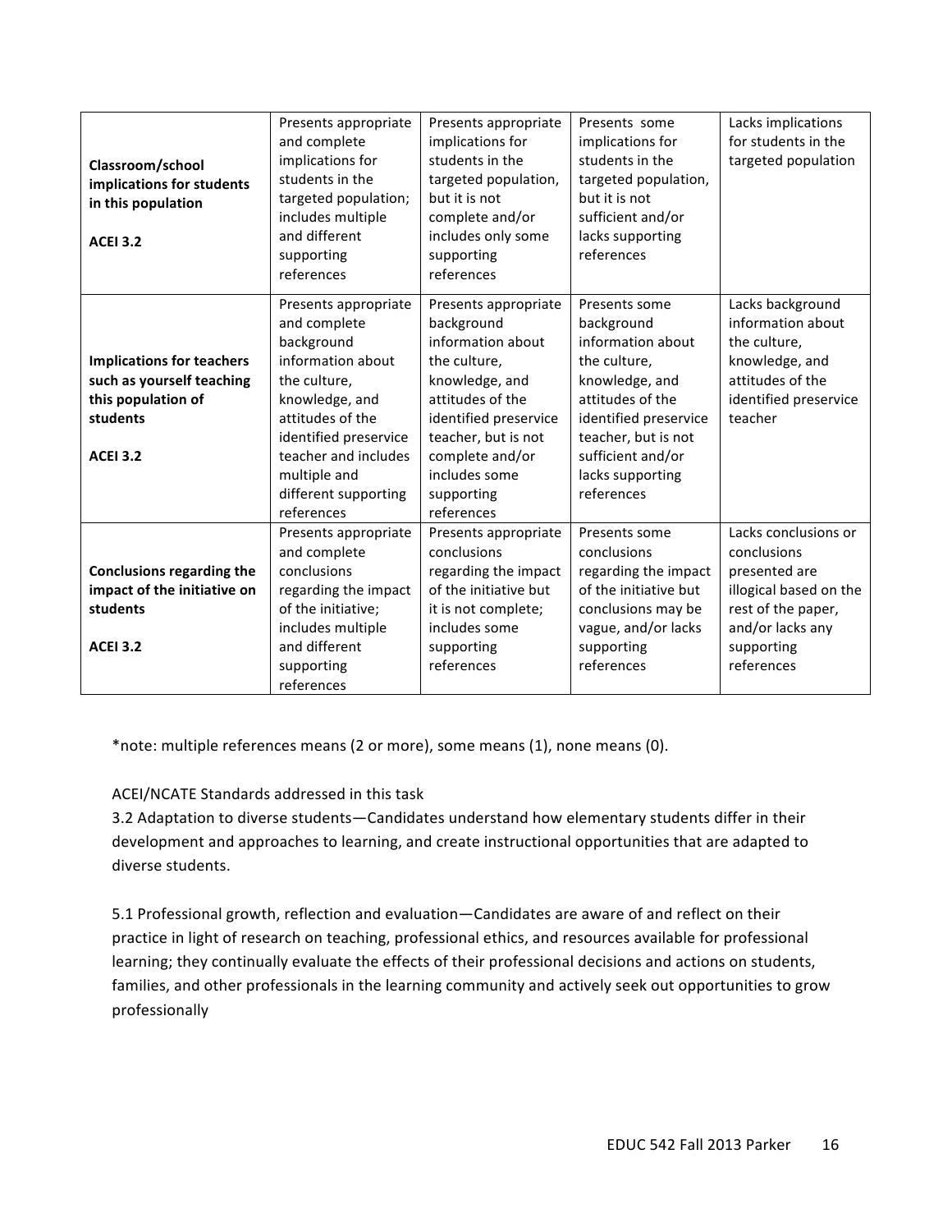| | | | | |
|---|---|---|---|---|
| **Classroom/school implications for students in this population**<br><br>**ACEI 3.2** | Presents appropriate and complete implications for students in the targeted population; includes multiple and different supporting references | Presents appropriate implications for students in the targeted population, but it is not complete and/or includes only some supporting references | Presents some implications for students in the targeted population, but it is not sufficient and/or lacks supporting references | Lacks implications for students in the targeted population |
| **Implications for teachers such as yourself teaching this population of students**<br><br>**ACEI 3.2** | Presents appropriate and complete background information about the culture, knowledge, and attitudes of the identified preservice teacher and includes multiple and different supporting references | Presents appropriate background information about the culture, knowledge, and attitudes of the identified preservice teacher, but is not complete and/or includes some supporting references | Presents some background information about the culture, knowledge, and attitudes of the identified preservice teacher, but is not sufficient and/or lacks supporting references | Lacks background information about the culture, knowledge, and attitudes of the identified preservice teacher |
| **Conclusions regarding the impact of the initiative on students**<br><br>**ACEI 3.2** | Presents appropriate and complete conclusions regarding the impact of the initiative; includes multiple and different supporting references | Presents appropriate conclusions regarding the impact of the initiative but it is not complete; includes some supporting references | Presents some conclusions regarding the impact of the initiative but conclusions may be vague, and/or lacks supporting references | Lacks conclusions or conclusions presented are illogical based on the rest of the paper, and/or lacks any supporting references |

*note: multiple references means (2 or more), some means (1), none means (0).

ACEI/NCATE Standards addressed in this task

3.2 Adaptation to diverse students—Candidates understand how elementary students differ in their development and approaches to learning, and create instructional opportunities that are adapted to diverse students.

5.1 Professional growth, reflection and evaluation—Candidates are aware of and reflect on their practice in light of research on teaching, professional ethics, and resources available for professional learning; they continually evaluate the effects of their professional decisions and actions on students, families, and other professionals in the learning community and actively seek out opportunities to grow professionally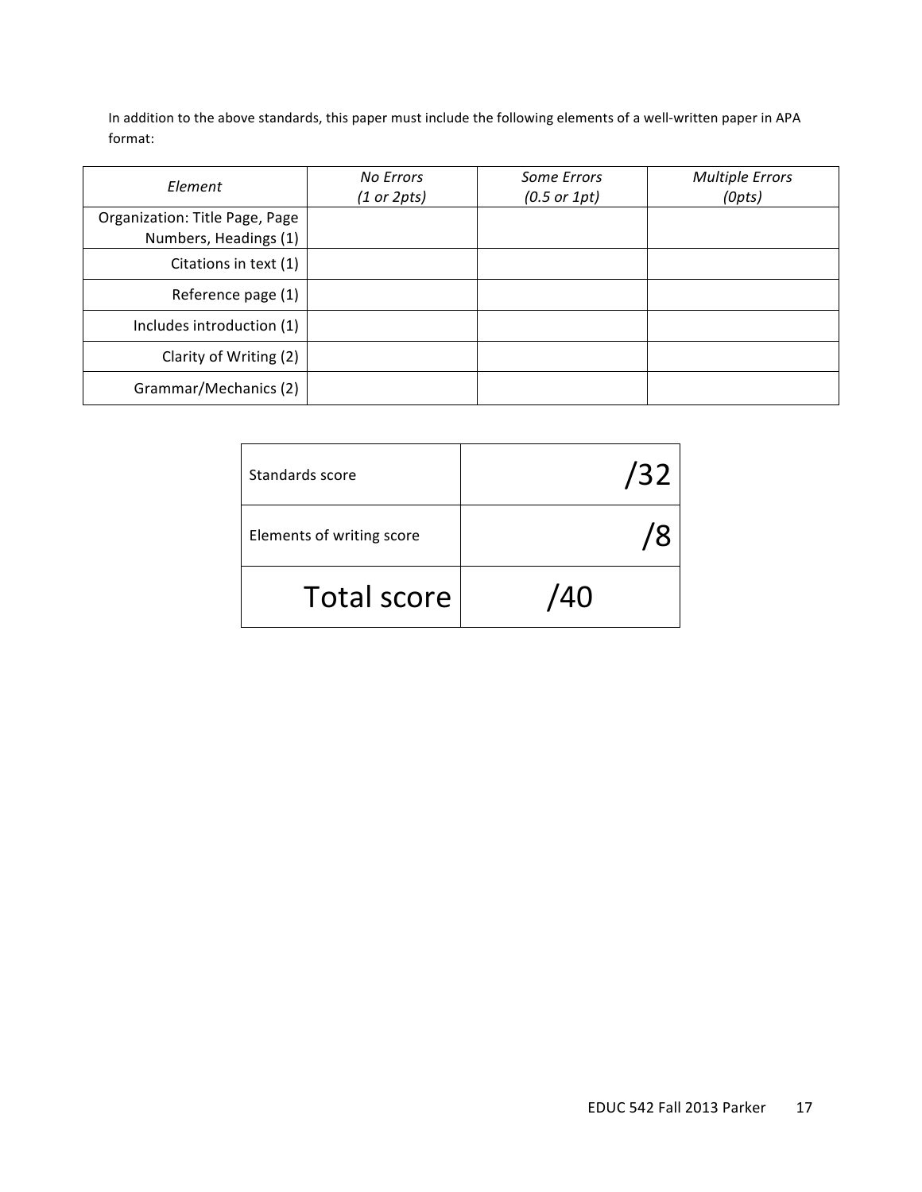In addition to the above standards, this paper must include the following elements of a well-written paper in APA format:

| *Element* | *No Errors (1 or 2pts)* | *Some Errors (0.5 or 1pt)* | *Multiple Errors (0pts)* |
|---|---|---|---|
| Organization: Title Page, Page Numbers, Headings (1) | | | |
| Citations in text (1) | | | |
| Reference page (1) | | | |
| Includes introduction (1) | | | |
| Clarity of Writing (2) | | | |
| Grammar/Mechanics (2) | | | |

| | |
|---|---|
| Standards score | /32 |
| Elements of writing score | /8 |
| Total score | /40 |